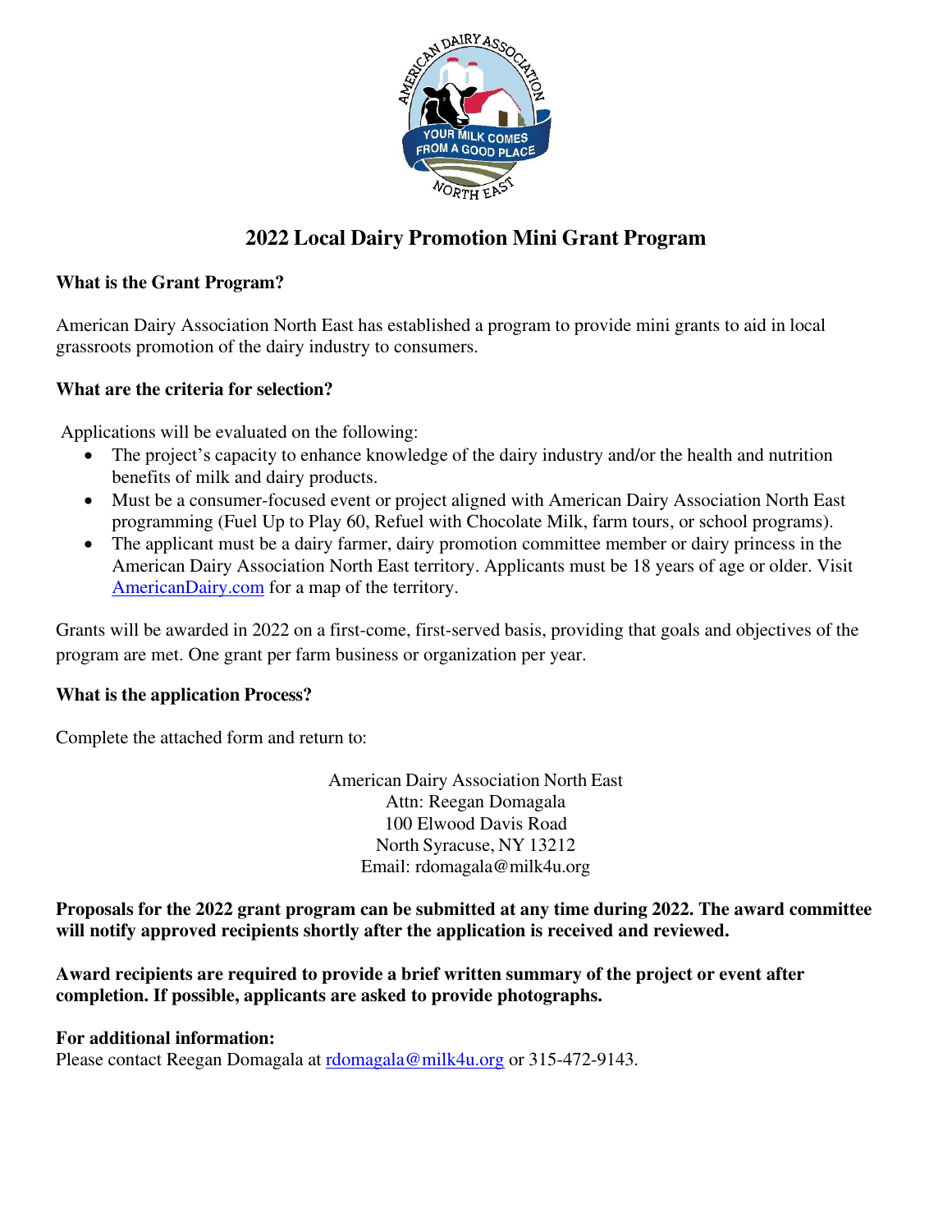# 2022 Local Dairy Promotion Mini Grant Program

### What is the Grant Program?

American Dairy Association North East has established a program to provide mini grants to aid in local grassroots promotion of the dairy industry to consumers.

### What are the criteria for selection?

Applications will be evaluated on the following:

- The project's capacity to enhance knowledge of the dairy industry and/or the health and nutrition benefits of milk and dairy products.
- Must be a consumer-focused event or project aligned with American Dairy Association North East programming (Fuel Up to Play 60, Refuel with Chocolate Milk, farm tours, or school programs).
- The applicant must be a dairy farmer, dairy promotion committee member or dairy princess in the American Dairy Association North East territory. Applicants must be 18 years of age or older. Visit AmericanDairy.com for a map of the territory.

Grants will be awarded in 2022 on a first-come, first-served basis, providing that goals and objectives of the program are met. One grant per farm business or organization per year.

### What is the application Process?

Complete the attached form and return to:

American Dairy Association North East
Attn: Reegan Domagala
100 Elwood Davis Road
North Syracuse, NY 13212
Email: rdomagala@milk4u.org

**Proposals for the 2022 grant program can be submitted at any time during 2022. The award committee will notify approved recipients shortly after the application is received and reviewed.**

**Award recipients are required to provide a brief written summary of the project or event after completion. If possible, applicants are asked to provide photographs.**

**For additional information:**
Please contact Reegan Domagala at rdomagala@milk4u.org or 315-472-9143.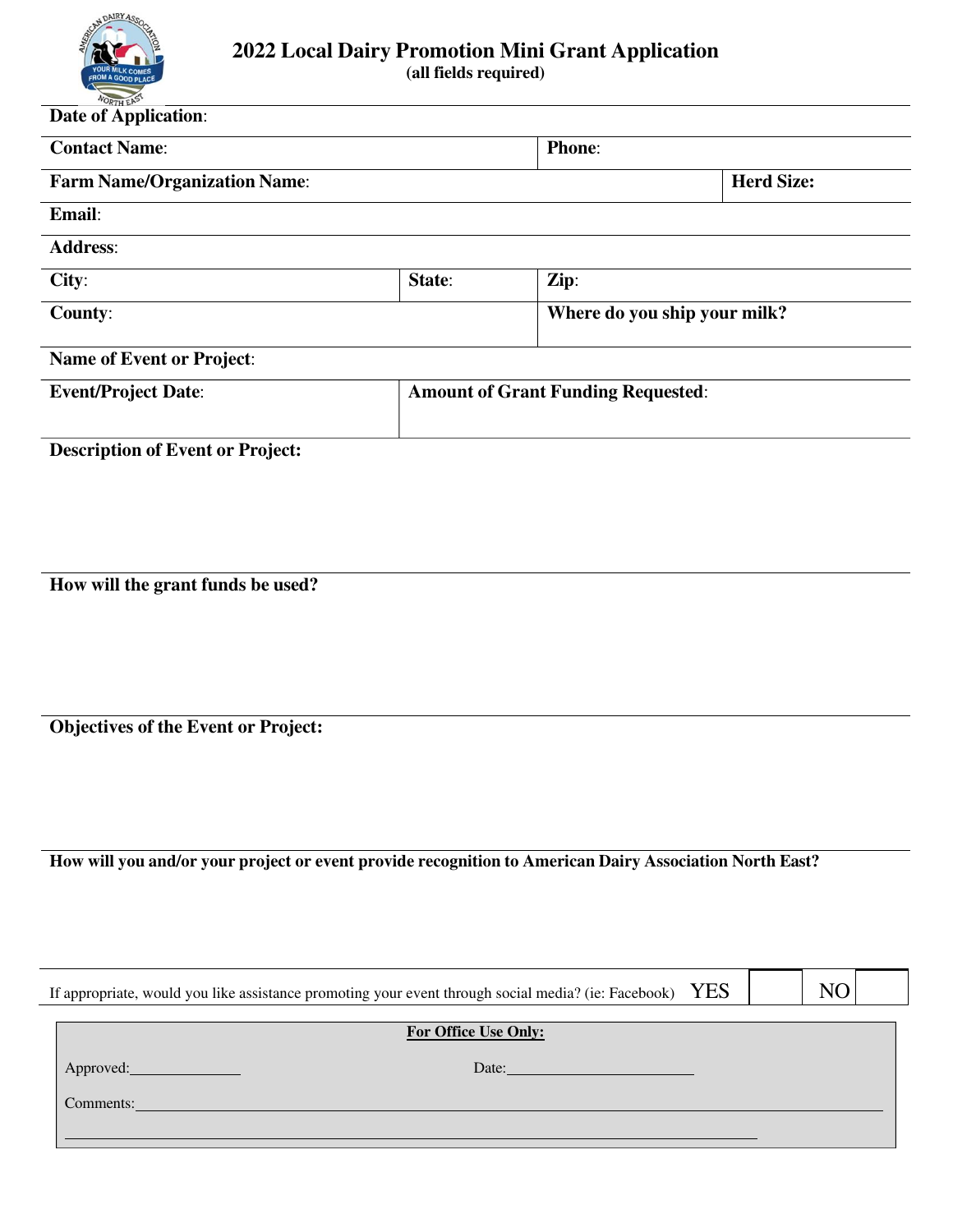# 2022 Local Dairy Promotion Mini Grant Application

**(all fields required)**

| | |
|---|---|
| **Date of Application**: | |
| **Contact Name**: | **Phone**: |
| **Farm Name/Organization Name**: | **Herd Size:** |
| **Email**: | |
| **Address**: | |
| **City**: | **State**: / **Zip**: |
| **County**: | **Where do you ship your milk?** |
| **Name of Event or Project**: | |
| **Event/Project Date**: | **Amount of Grant Funding Requested**: |

**Description of Event or Project:**

**How will the grant funds be used?**

**Objectives of the Event or Project:**

**How will you and/or your project or event provide recognition to American Dairy Association North East?**

If appropriate, would you like assistance promoting your event through social media? (ie: Facebook) YES ☐ NO ☐

**For Office Use Only:**

Approved:______________ Date:________________________

Comments:____________________________________________________________

______________________________________________________________________